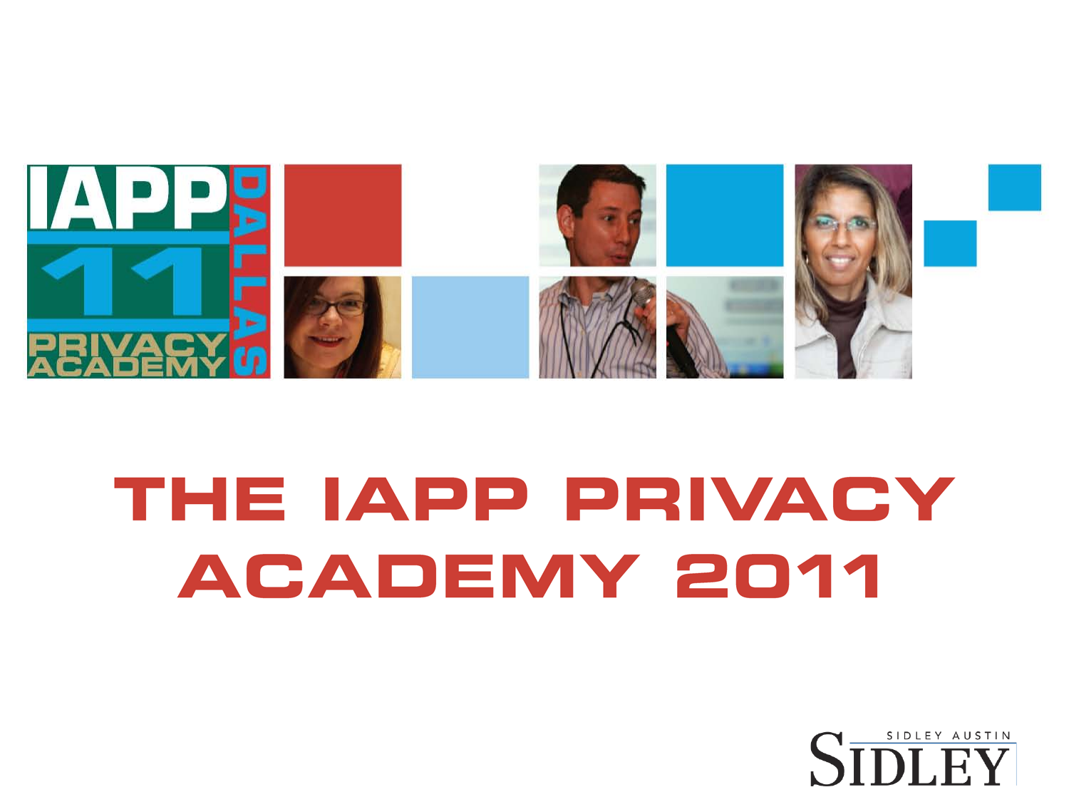# THE IAPP PRIVACY ACADEMY 2011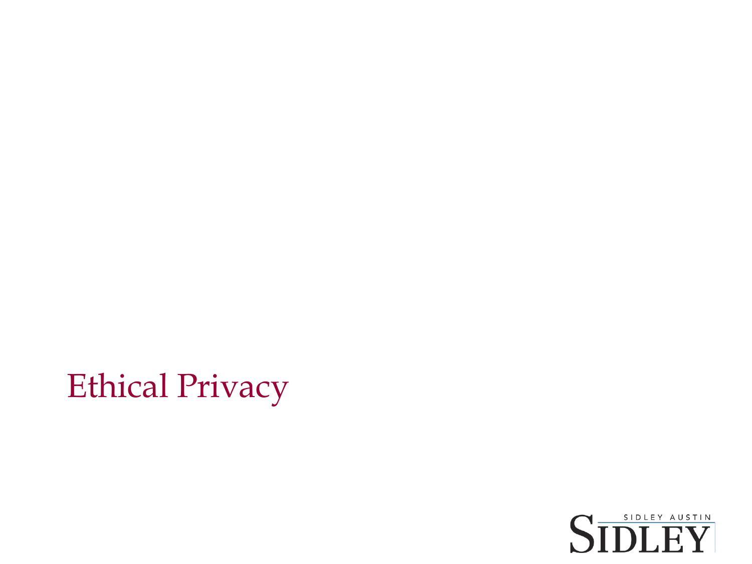# Ethical Privacy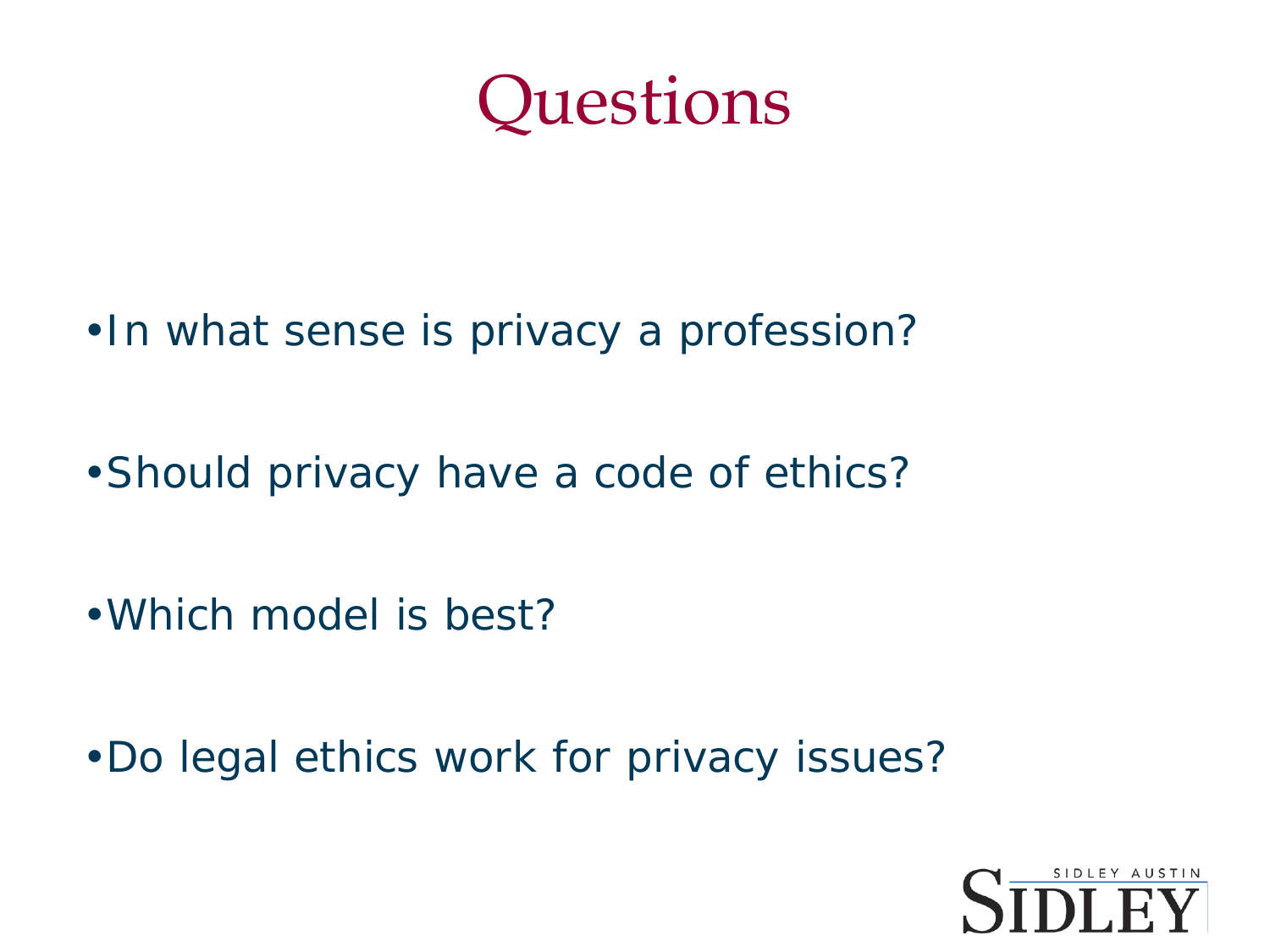# Questions

- In what sense is privacy a profession?
- Should privacy have a code of ethics?
- Which model is best?
- Do legal ethics work for privacy issues?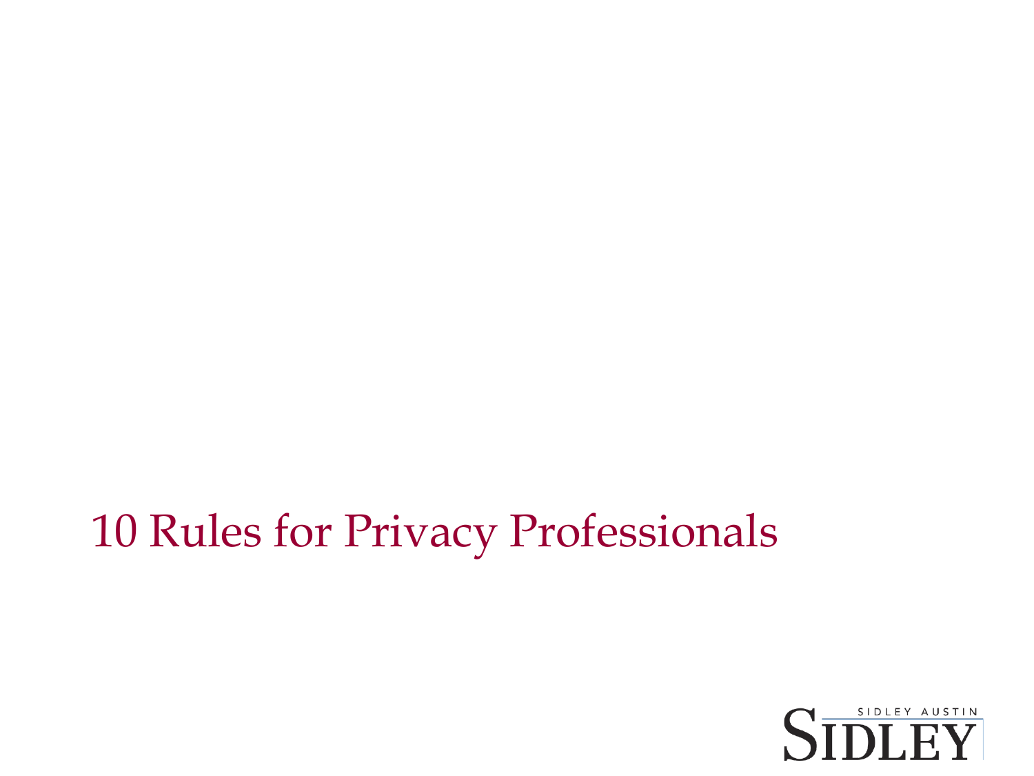# 10 Rules for Privacy Professionals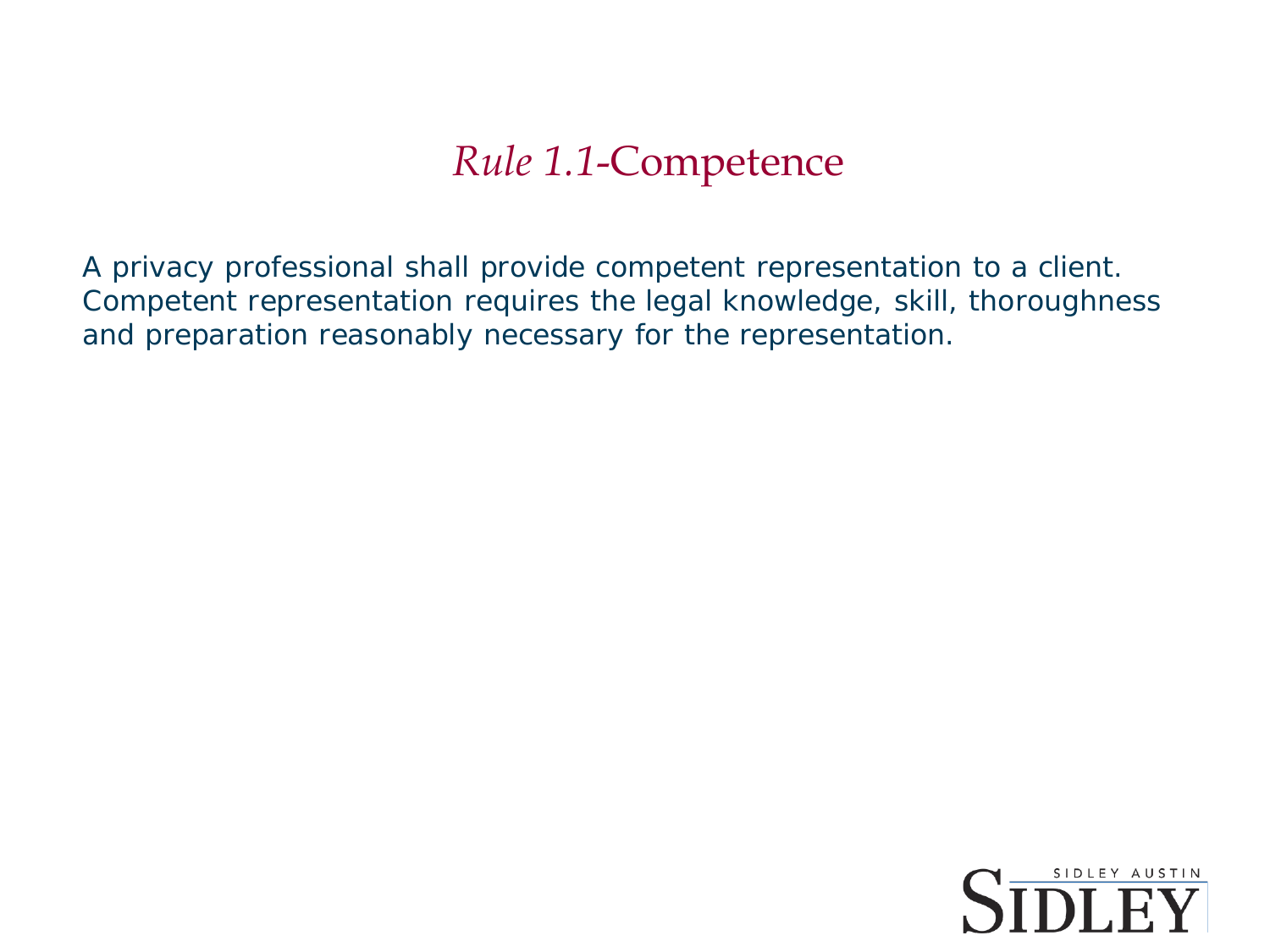# *Rule 1.1*-Competence

A privacy professional shall provide competent representation to a client. Competent representation requires the legal knowledge, skill, thoroughness and preparation reasonably necessary for the representation.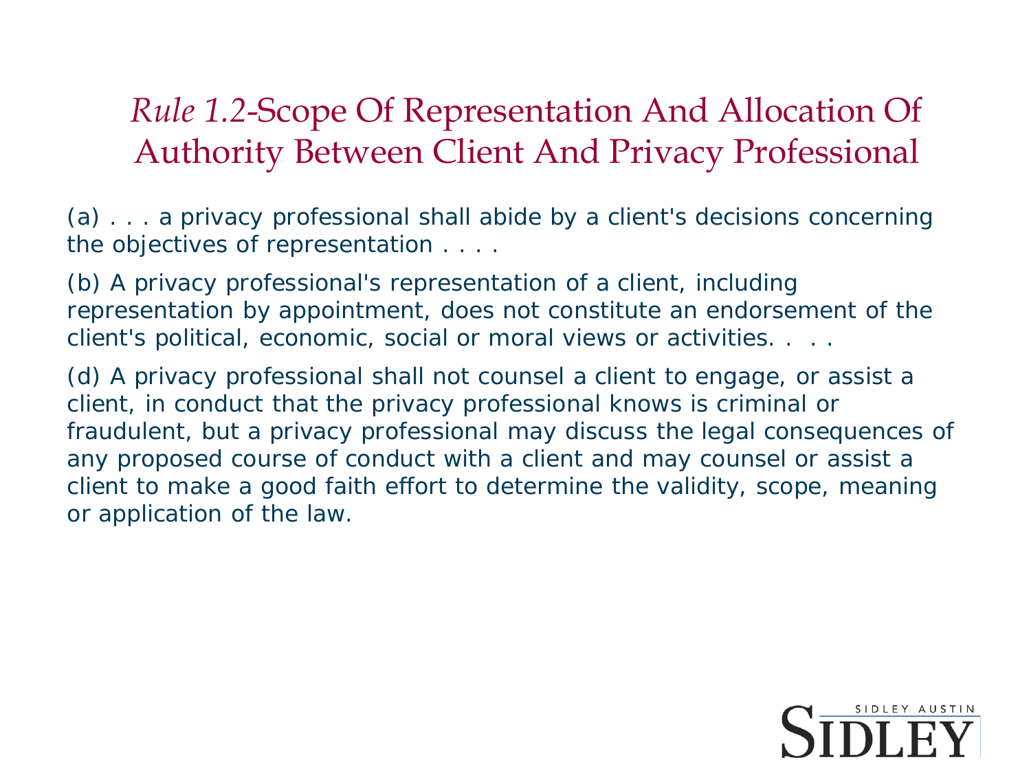# *Rule 1.2*-Scope Of Representation And Allocation Of Authority Between Client And Privacy Professional

(a) . . . a privacy professional shall abide by a client's decisions concerning the objectives of representation . . . .

(b) A privacy professional's representation of a client, including representation by appointment, does not constitute an endorsement of the client's political, economic, social or moral views or activities. . . .

(d) A privacy professional shall not counsel a client to engage, or assist a client, in conduct that the privacy professional knows is criminal or fraudulent, but a privacy professional may discuss the legal consequences of any proposed course of conduct with a client and may counsel or assist a client to make a good faith effort to determine the validity, scope, meaning or application of the law.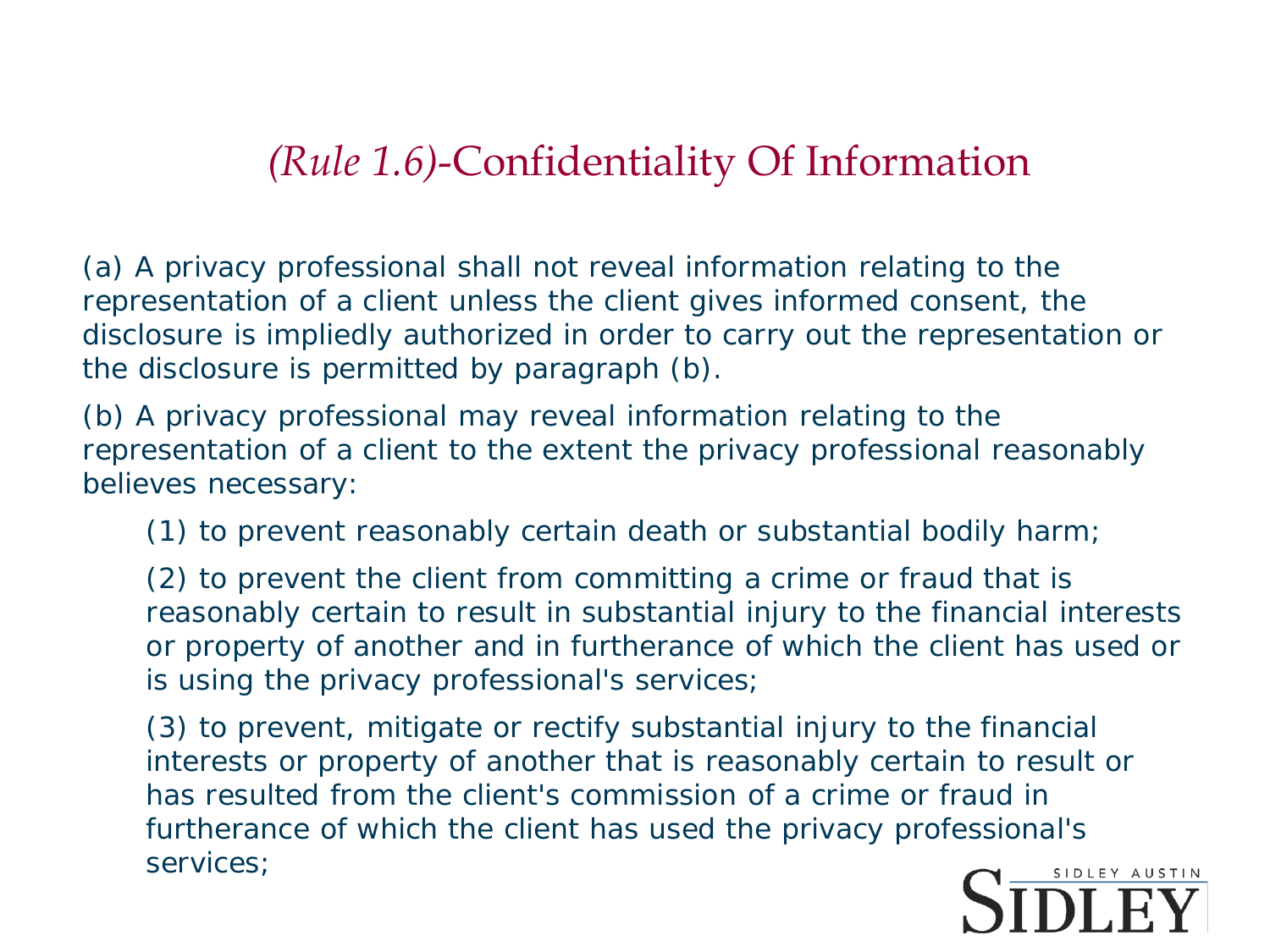# *(Rule 1.6)*-Confidentiality Of Information

(a) A privacy professional shall not reveal information relating to the representation of a client unless the client gives informed consent, the disclosure is impliedly authorized in order to carry out the representation or the disclosure is permitted by paragraph (b).

(b) A privacy professional may reveal information relating to the representation of a client to the extent the privacy professional reasonably believes necessary:

(1) to prevent reasonably certain death or substantial bodily harm;

(2) to prevent the client from committing a crime or fraud that is reasonably certain to result in substantial injury to the financial interests or property of another and in furtherance of which the client has used or is using the privacy professional's services;

(3) to prevent, mitigate or rectify substantial injury to the financial interests or property of another that is reasonably certain to result or has resulted from the client's commission of a crime or fraud in furtherance of which the client has used the privacy professional's services;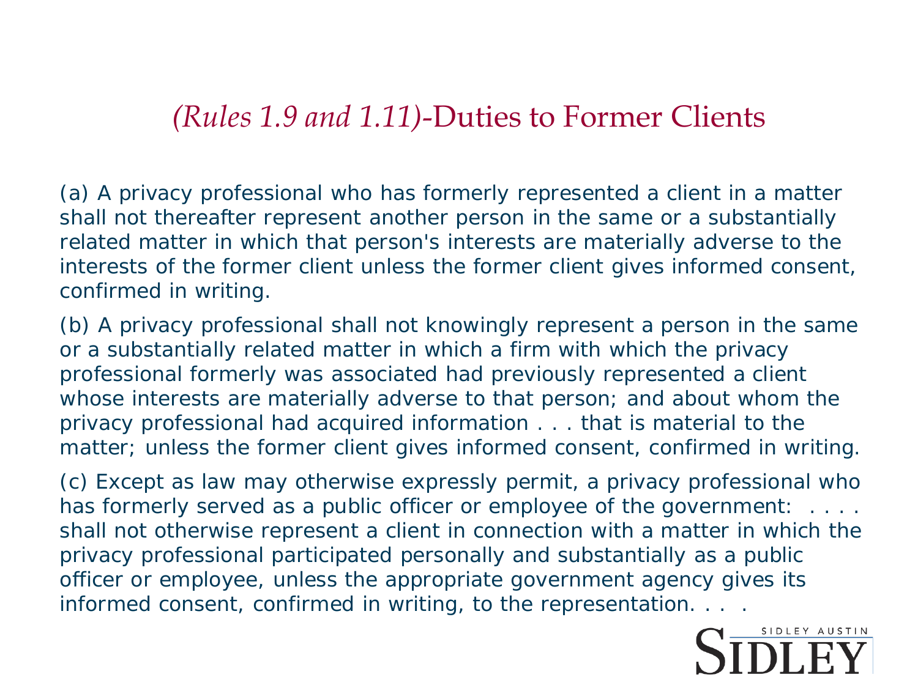## *(Rules 1.9 and 1.11)*-Duties to Former Clients

(a) A privacy professional who has formerly represented a client in a matter shall not thereafter represent another person in the same or a substantially related matter in which that person's interests are materially adverse to the interests of the former client unless the former client gives informed consent, confirmed in writing.

(b) A privacy professional shall not knowingly represent a person in the same or a substantially related matter in which a firm with which the privacy professional formerly was associated had previously represented a client whose interests are materially adverse to that person; and about whom the privacy professional had acquired information . . . that is material to the matter; unless the former client gives informed consent, confirmed in writing.

(c) Except as law may otherwise expressly permit, a privacy professional who has formerly served as a public officer or employee of the government: . . . . shall not otherwise represent a client in connection with a matter in which the privacy professional participated personally and substantially as a public officer or employee, unless the appropriate government agency gives its informed consent, confirmed in writing, to the representation. . . .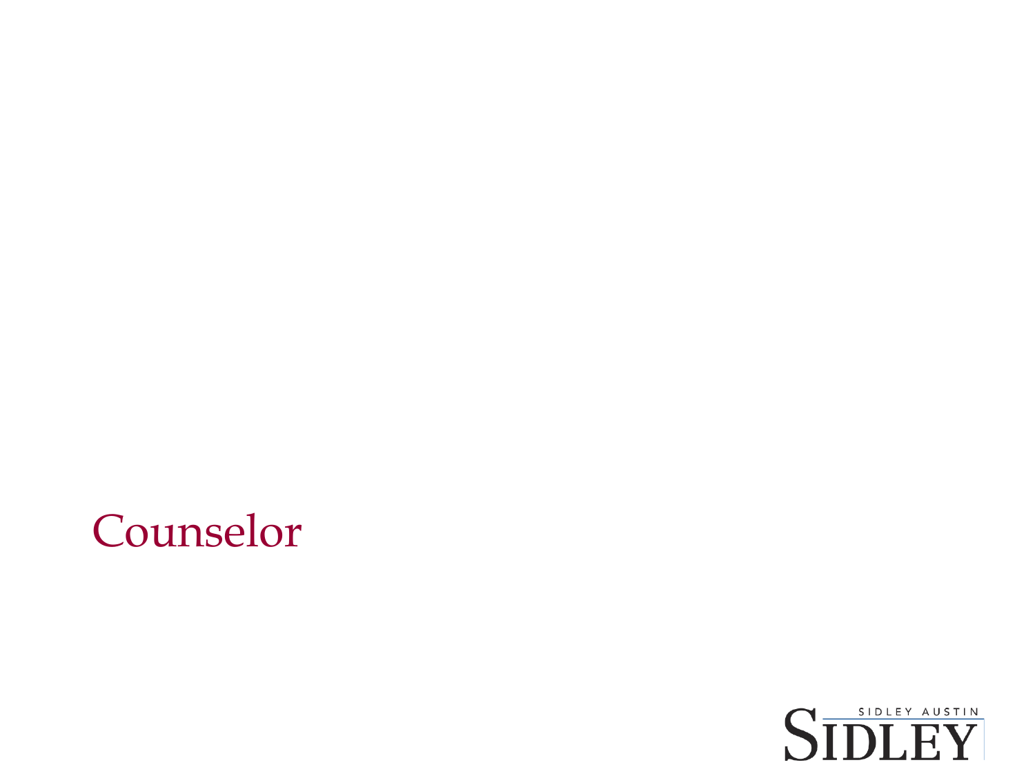# Counselor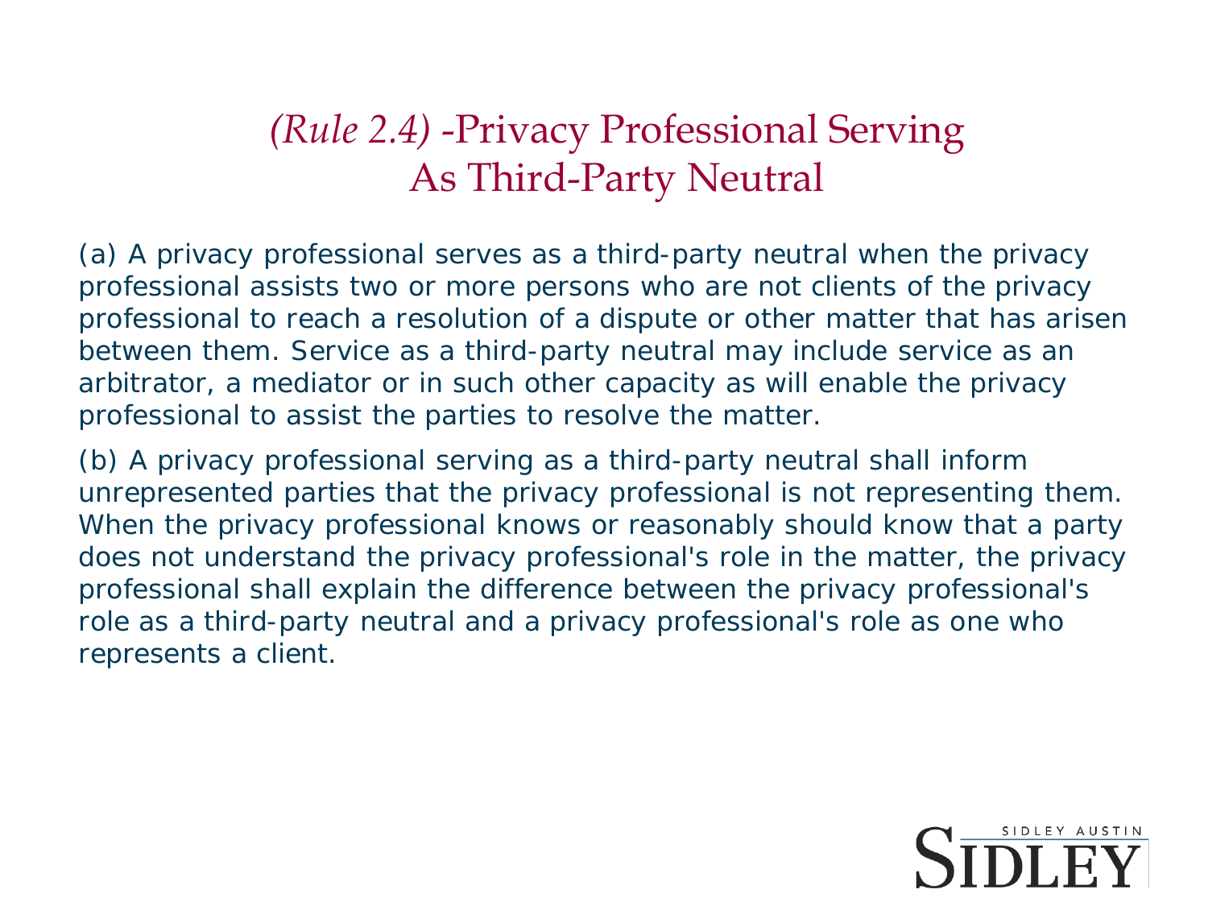# *(Rule 2.4)* -Privacy Professional Serving As Third-Party Neutral

(a) A privacy professional serves as a third-party neutral when the privacy professional assists two or more persons who are not clients of the privacy professional to reach a resolution of a dispute or other matter that has arisen between them. Service as a third-party neutral may include service as an arbitrator, a mediator or in such other capacity as will enable the privacy professional to assist the parties to resolve the matter.

(b) A privacy professional serving as a third-party neutral shall inform unrepresented parties that the privacy professional is not representing them. When the privacy professional knows or reasonably should know that a party does not understand the privacy professional's role in the matter, the privacy professional shall explain the difference between the privacy professional's role as a third-party neutral and a privacy professional's role as one who represents a client.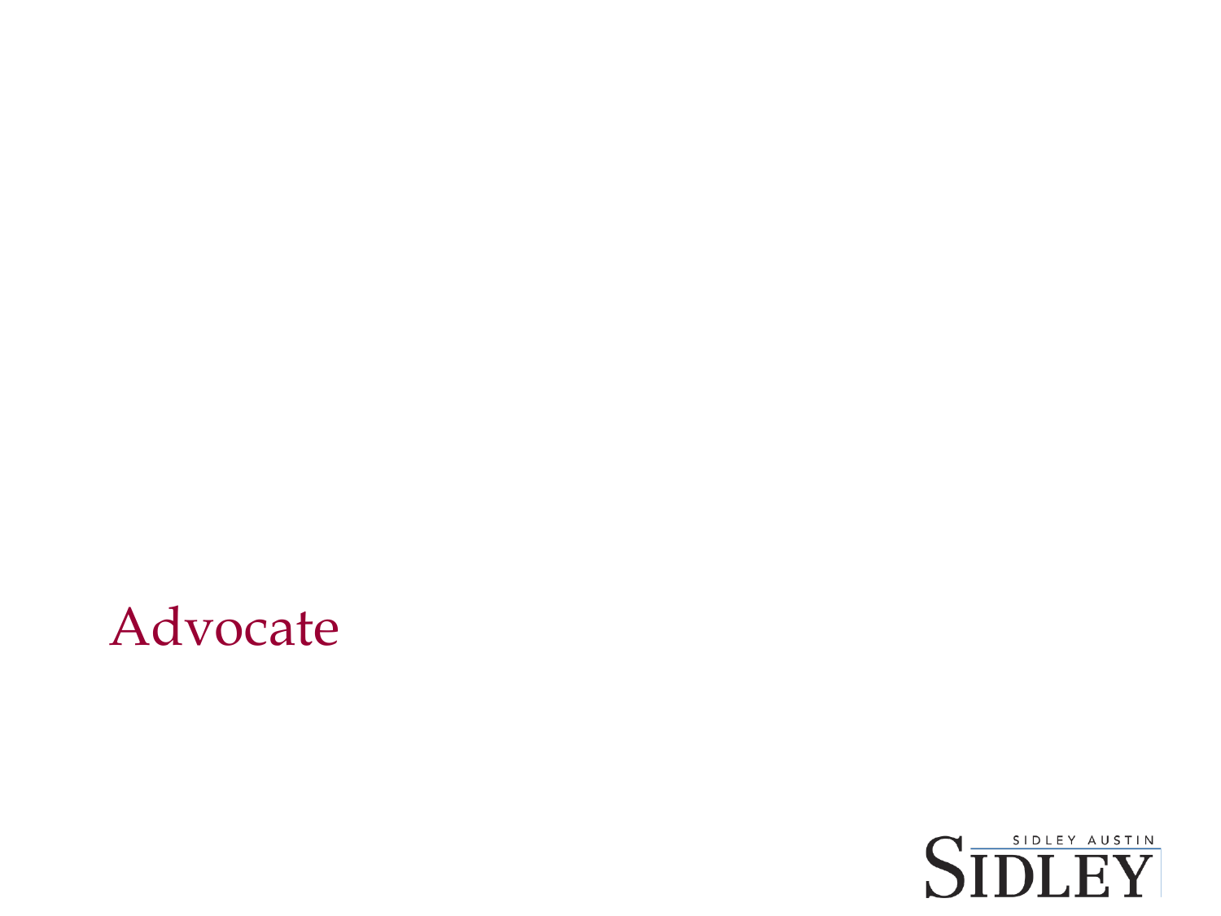# Advocate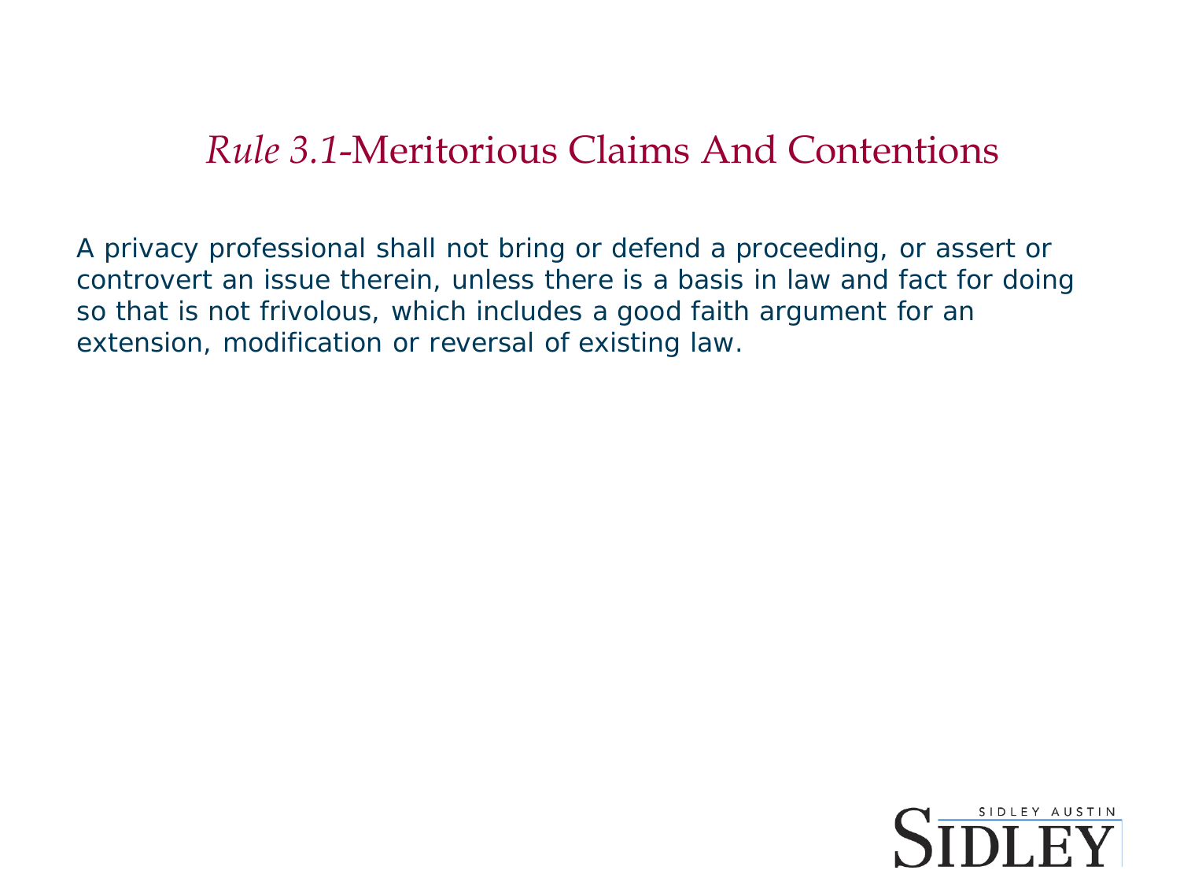# *Rule 3.1*-Meritorious Claims And Contentions

A privacy professional shall not bring or defend a proceeding, or assert or controvert an issue therein, unless there is a basis in law and fact for doing so that is not frivolous, which includes a good faith argument for an extension, modification or reversal of existing law.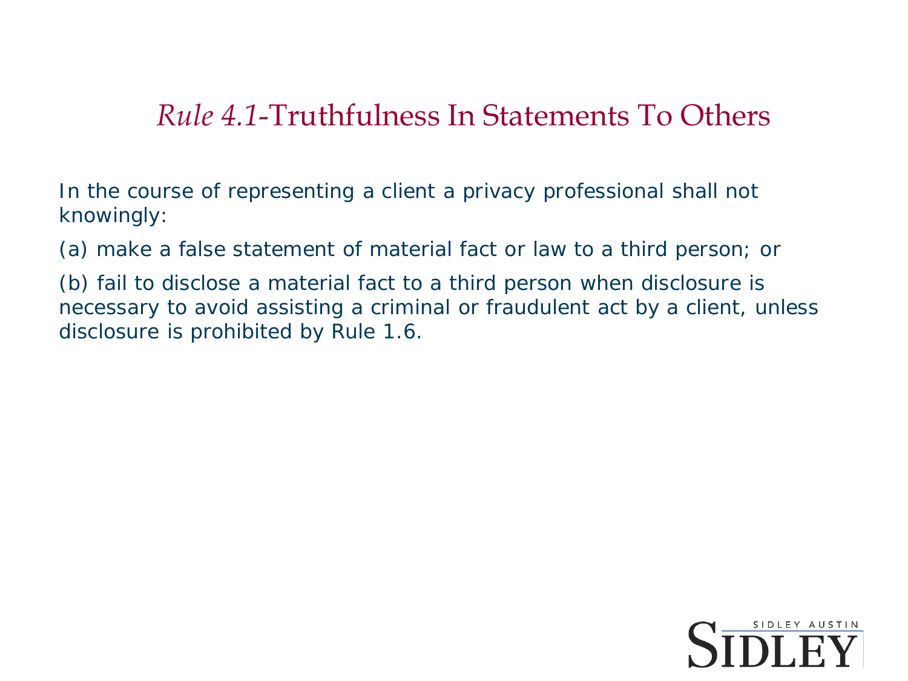## *Rule 4.1*-Truthfulness In Statements To Others

In the course of representing a client a privacy professional shall not knowingly:

(a) make a false statement of material fact or law to a third person; or

(b) fail to disclose a material fact to a third person when disclosure is necessary to avoid assisting a criminal or fraudulent act by a client, unless disclosure is prohibited by Rule 1.6.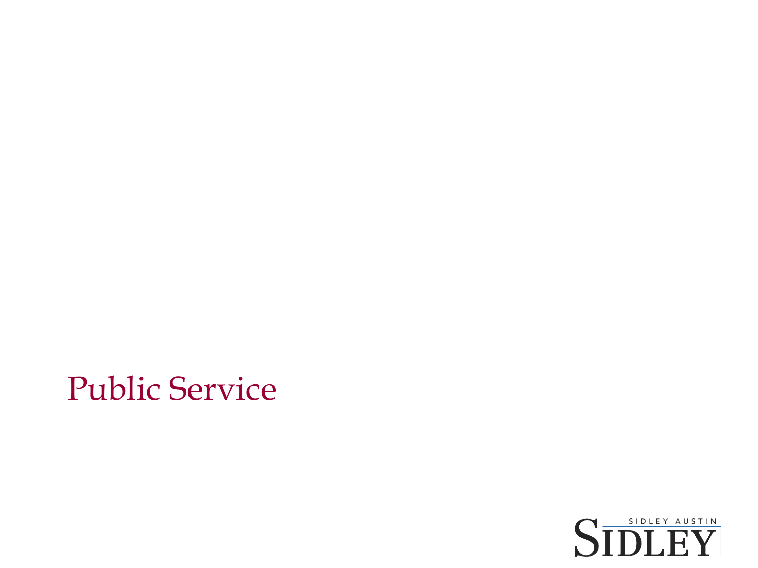# Public Service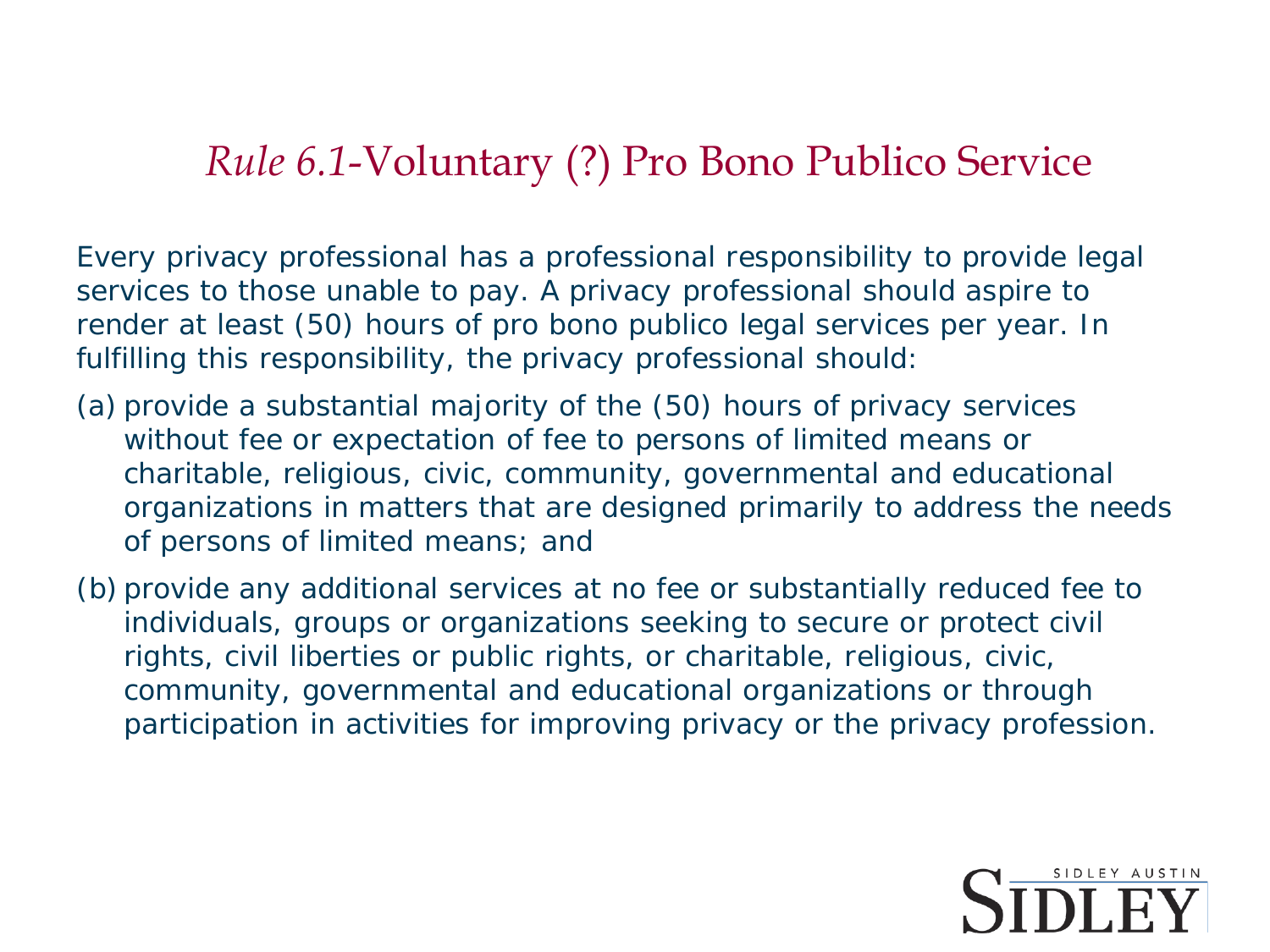# *Rule 6.1*-Voluntary (?) Pro Bono Publico Service

Every privacy professional has a professional responsibility to provide legal services to those unable to pay. A privacy professional should aspire to render at least (50) hours of pro bono publico legal services per year. In fulfilling this responsibility, the privacy professional should:

(a) provide a substantial majority of the (50) hours of privacy services without fee or expectation of fee to persons of limited means or charitable, religious, civic, community, governmental and educational organizations in matters that are designed primarily to address the needs of persons of limited means; and

(b) provide any additional services at no fee or substantially reduced fee to individuals, groups or organizations seeking to secure or protect civil rights, civil liberties or public rights, or charitable, religious, civic, community, governmental and educational organizations or through participation in activities for improving privacy or the privacy profession.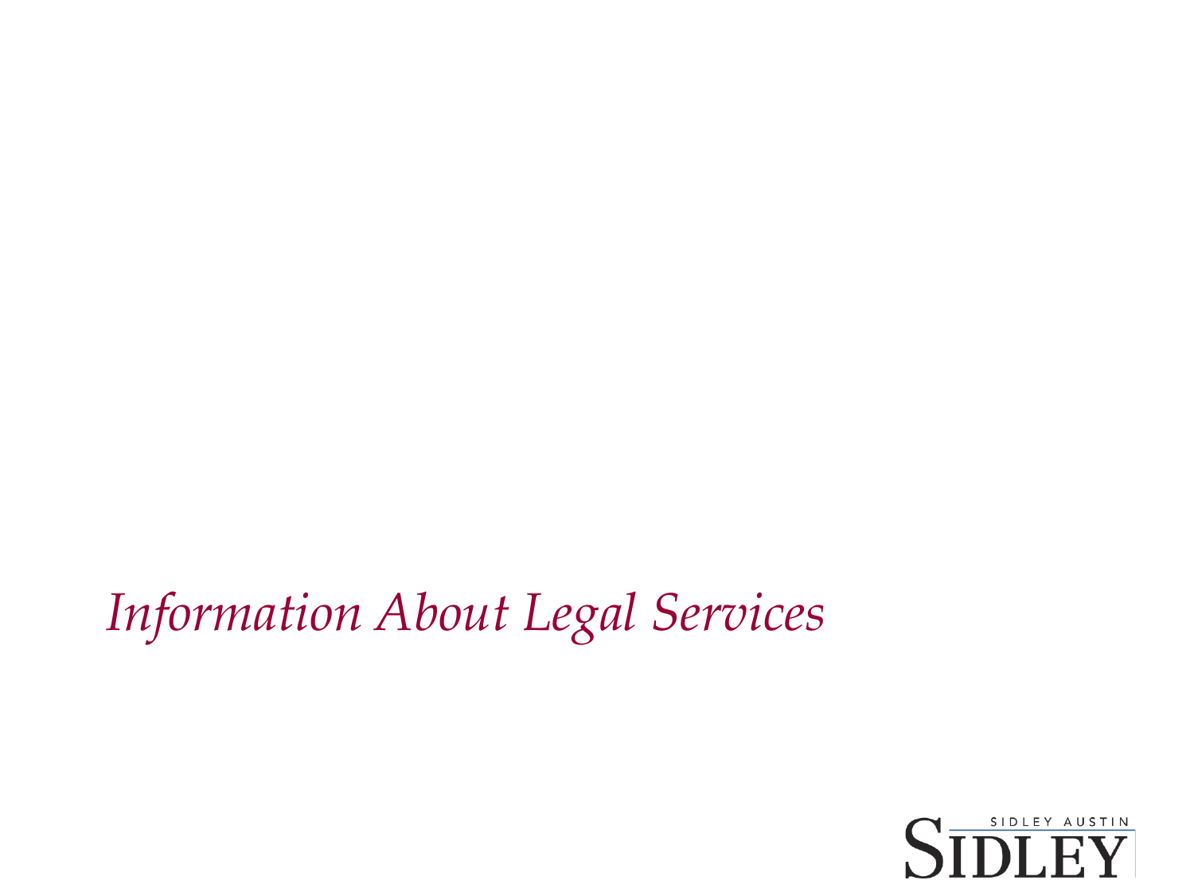# *Information About Legal Services*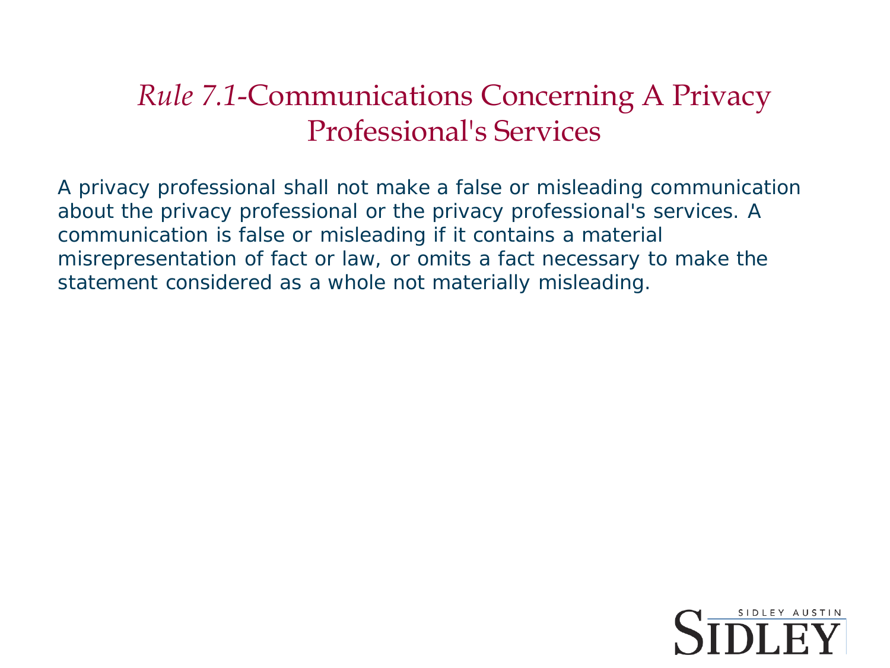# *Rule 7.1*-Communications Concerning A Privacy Professional's Services

A privacy professional shall not make a false or misleading communication about the privacy professional or the privacy professional's services. A communication is false or misleading if it contains a material misrepresentation of fact or law, or omits a fact necessary to make the statement considered as a whole not materially misleading.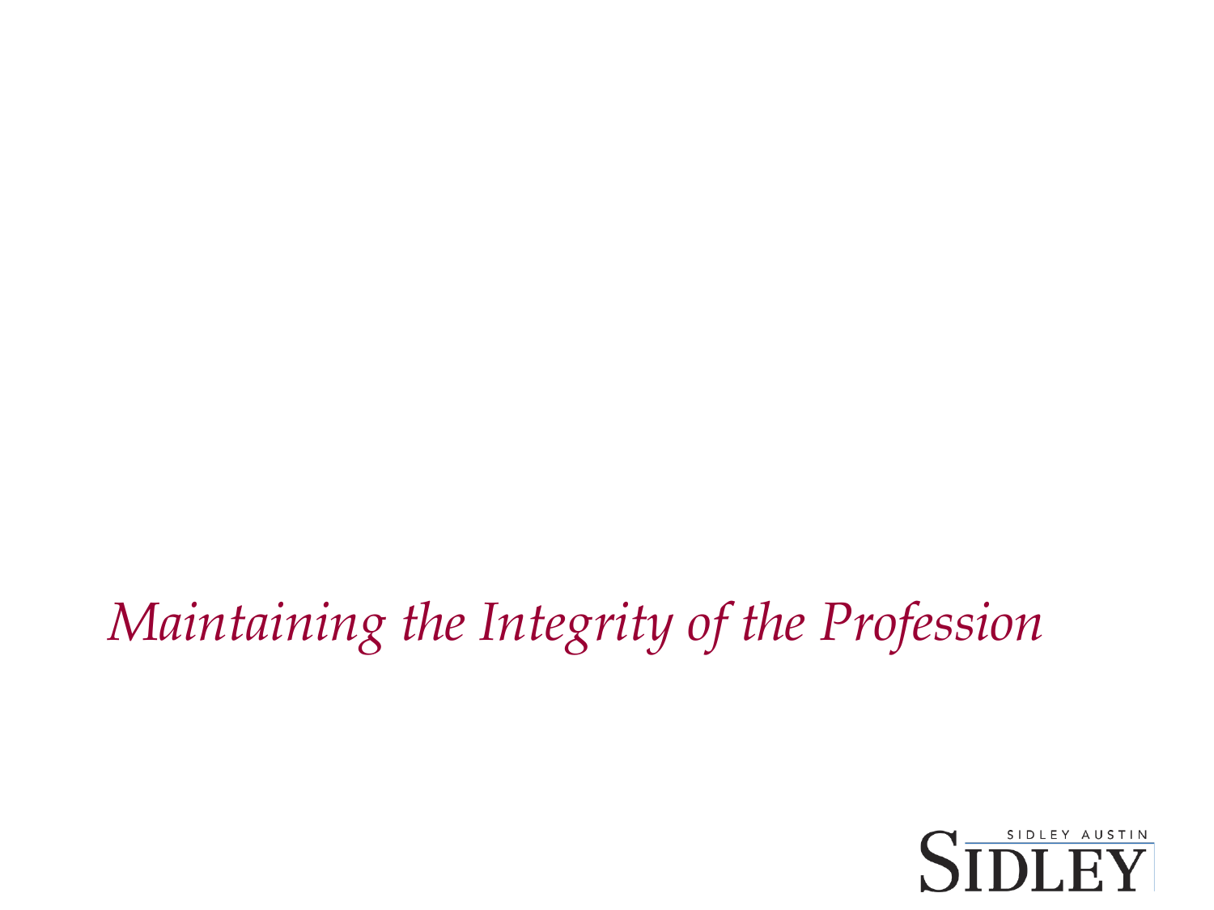# *Maintaining the Integrity of the Profession*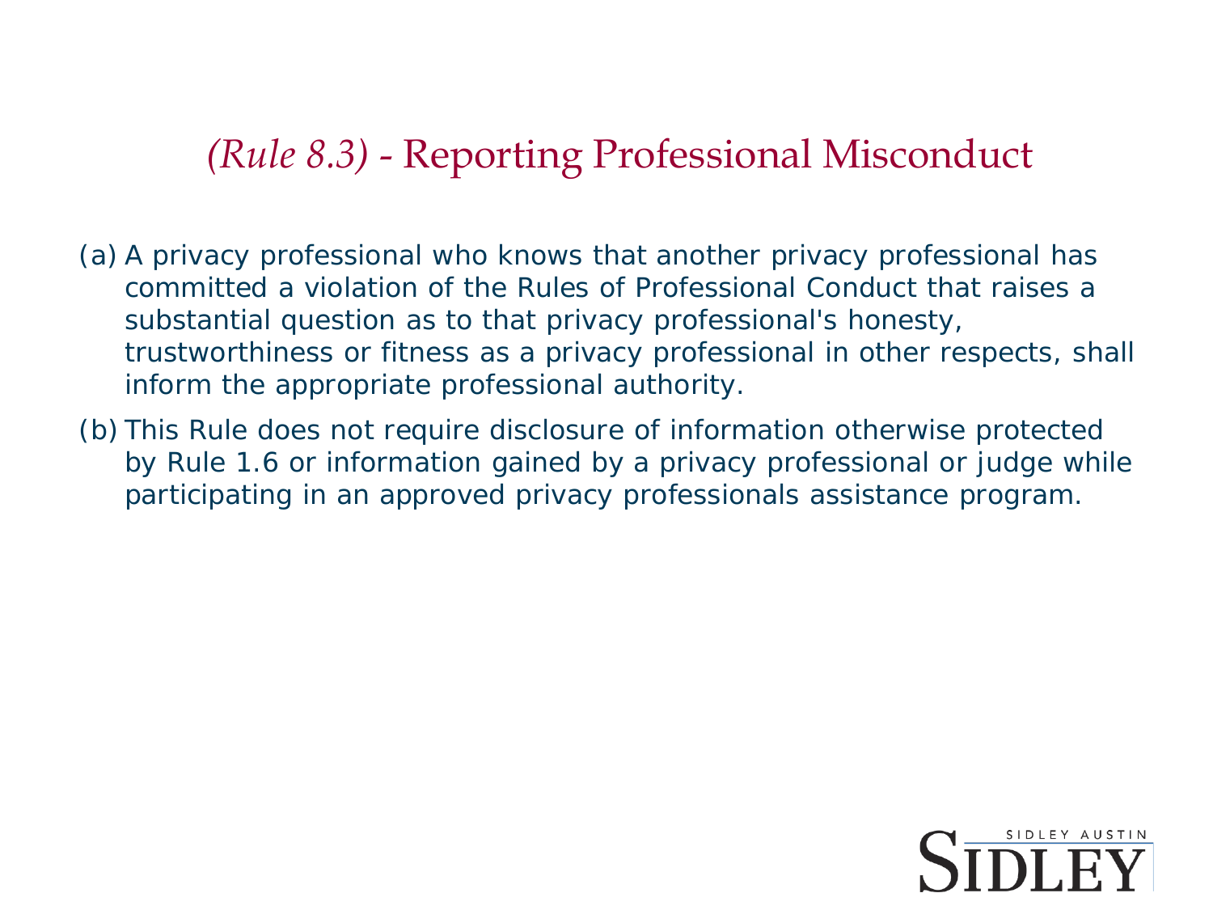## *(Rule 8.3)* - Reporting Professional Misconduct

(a) A privacy professional who knows that another privacy professional has committed a violation of the Rules of Professional Conduct that raises a substantial question as to that privacy professional's honesty, trustworthiness or fitness as a privacy professional in other respects, shall inform the appropriate professional authority.

(b) This Rule does not require disclosure of information otherwise protected by Rule 1.6 or information gained by a privacy professional or judge while participating in an approved privacy professionals assistance program.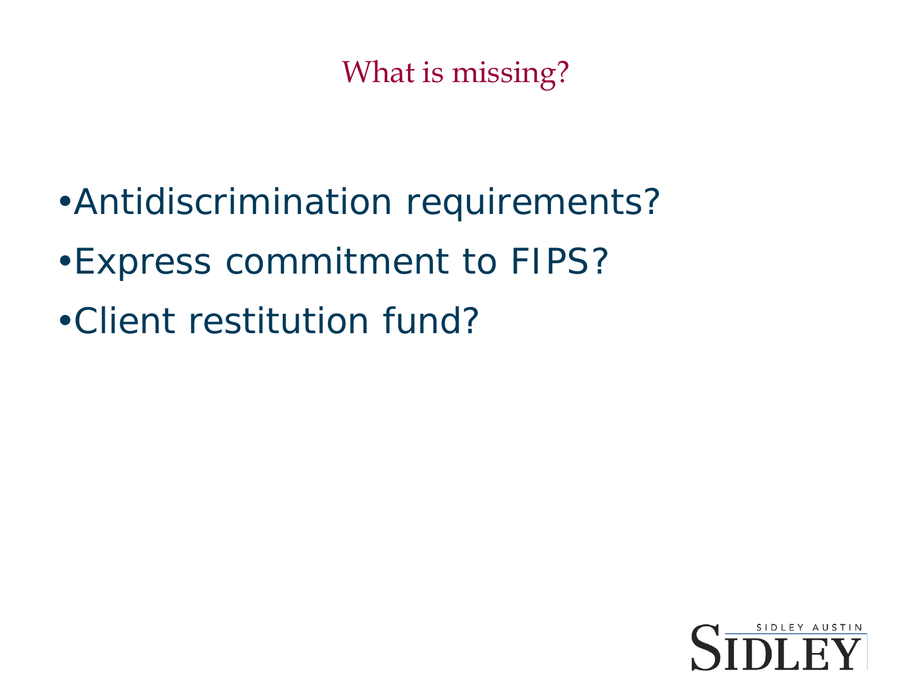# What is missing?

- Antidiscrimination requirements?
- Express commitment to FIPS?
- Client restitution fund?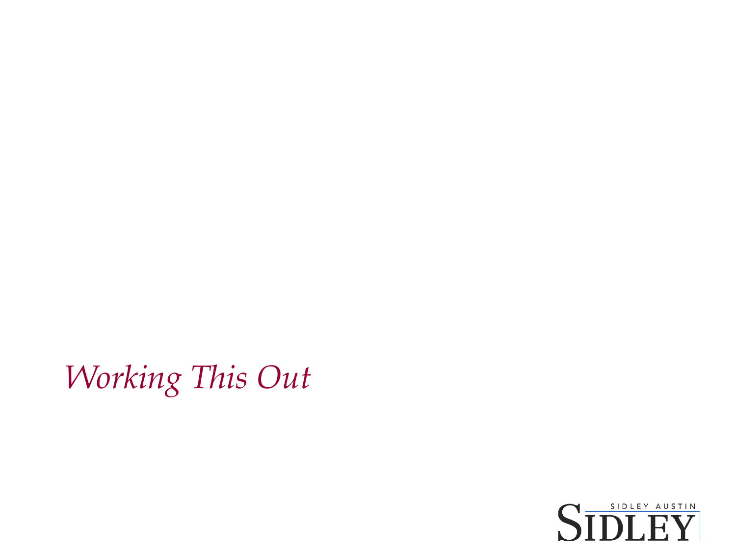# *Working This Out*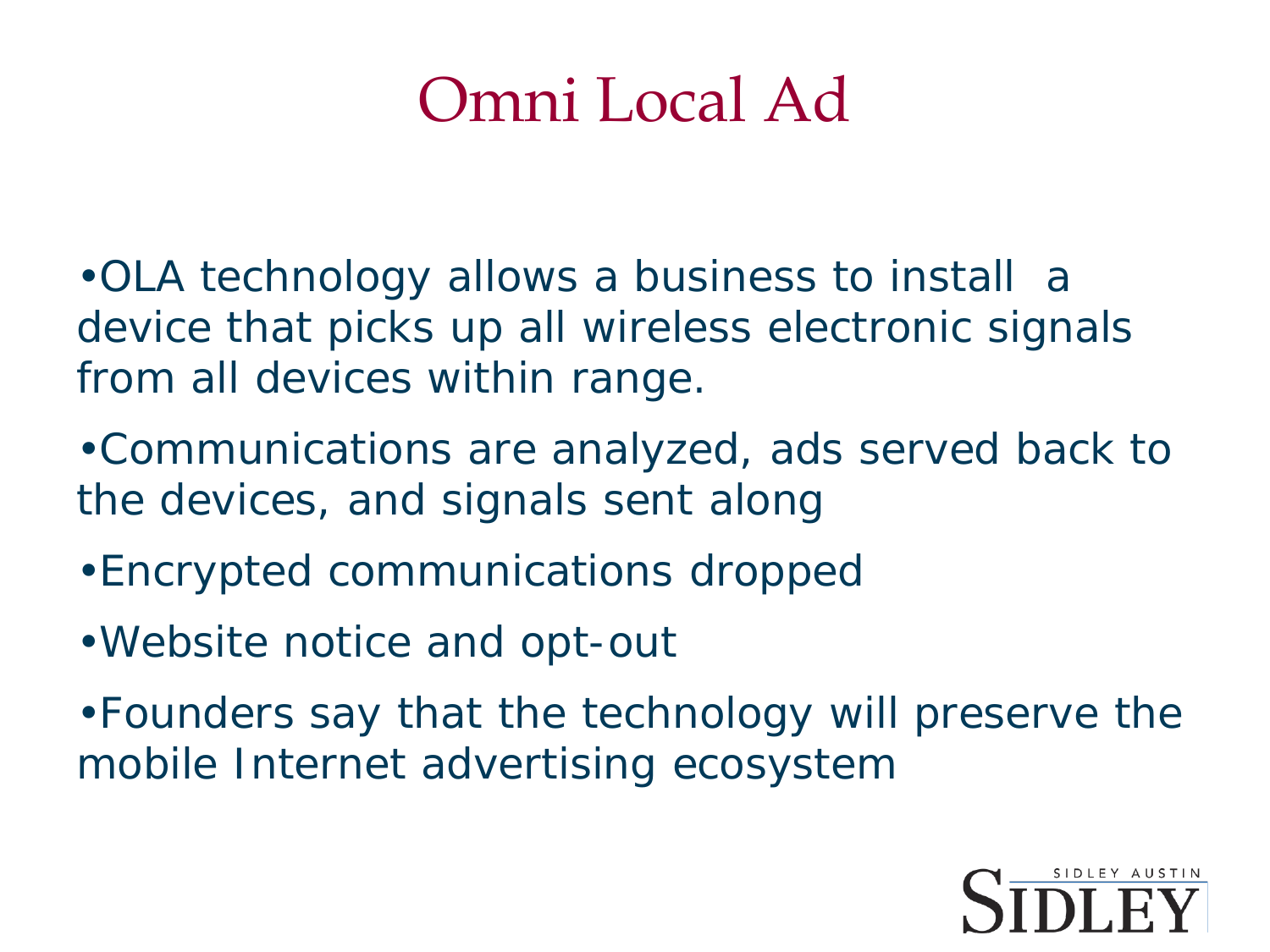# Omni Local Ad

- OLA technology allows a business to install a device that picks up all wireless electronic signals from all devices within range.
- Communications are analyzed, ads served back to the devices, and signals sent along
- Encrypted communications dropped
- Website notice and opt-out
- Founders say that the technology will preserve the mobile Internet advertising ecosystem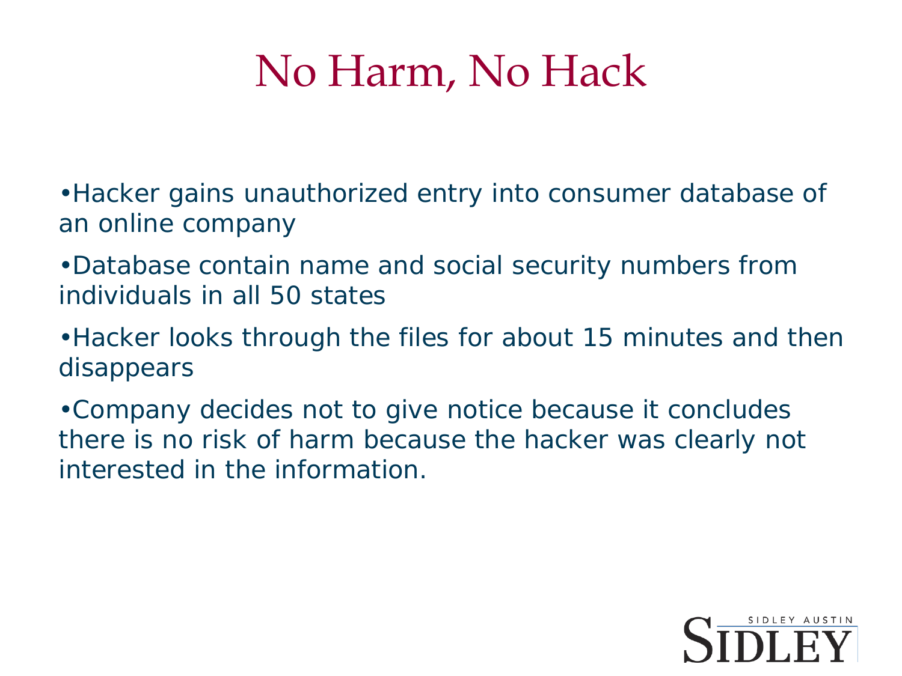# No Harm, No Hack

- Hacker gains unauthorized entry into consumer database of an online company
- Database contain name and social security numbers from individuals in all 50 states
- Hacker looks through the files for about 15 minutes and then disappears
- Company decides not to give notice because it concludes there is no risk of harm because the hacker was clearly not interested in the information.